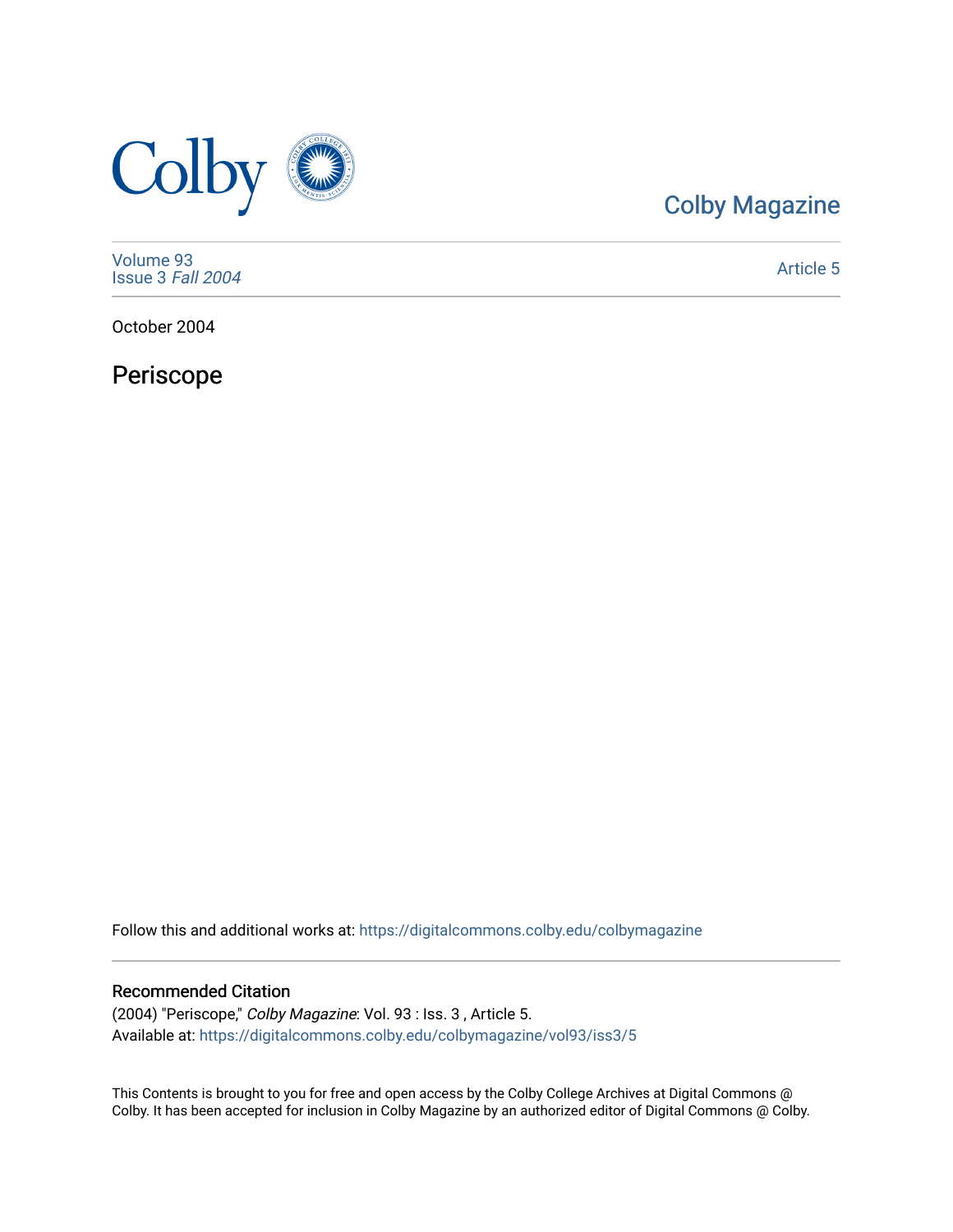Colby Magazine

Volume 93
Issue 3 *Fall 2004*

Article 5

October 2004

# Periscope

Follow this and additional works at: https://digitalcommons.colby.edu/colbymagazine

## Recommended Citation

(2004) "Periscope," *Colby Magazine*: Vol. 93 : Iss. 3 , Article 5.
Available at: https://digitalcommons.colby.edu/colbymagazine/vol93/iss3/5

This Contents is brought to you for free and open access by the Colby College Archives at Digital Commons @ Colby. It has been accepted for inclusion in Colby Magazine by an authorized editor of Digital Commons @ Colby.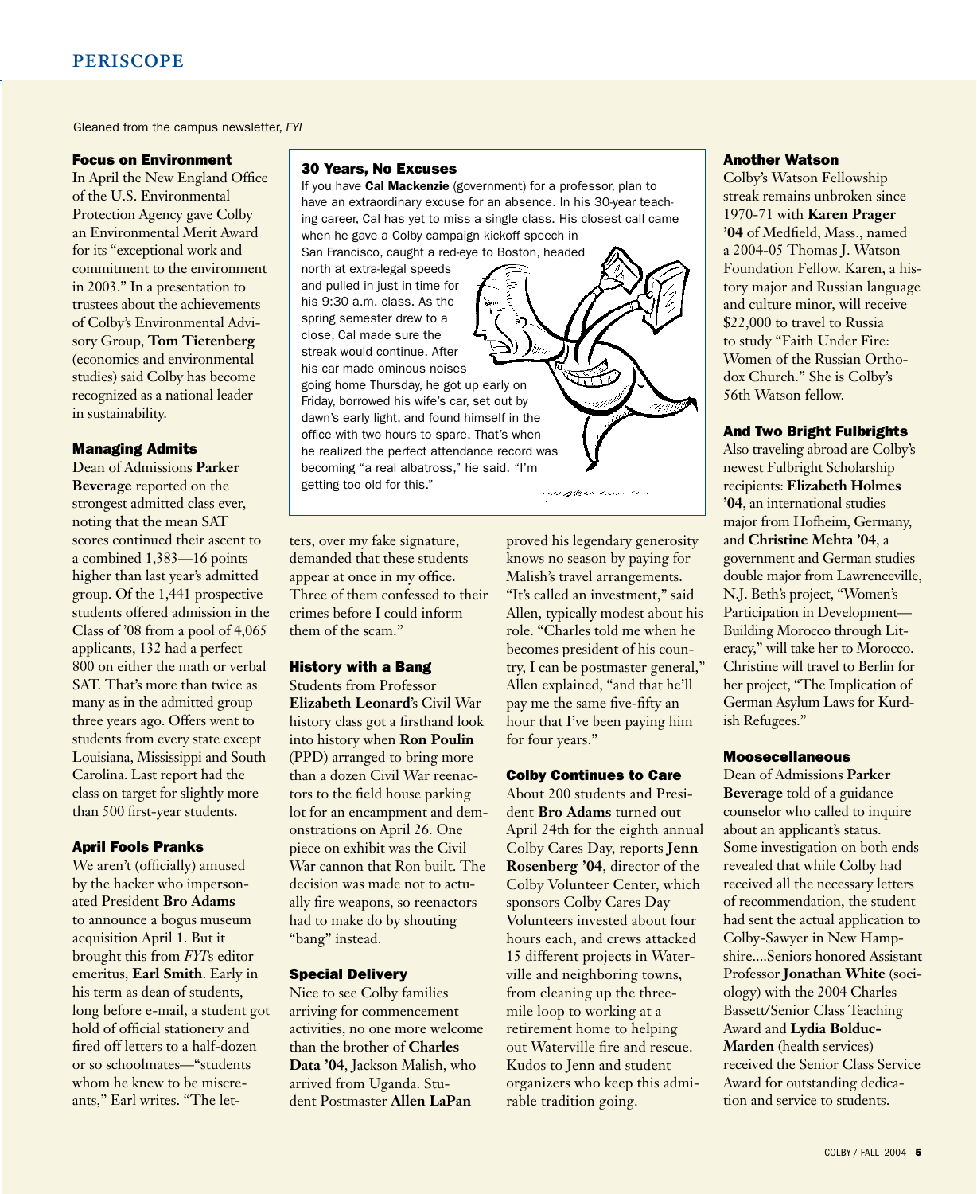# PERISCOPE

Gleaned from the campus newsletter, *FYI*

### Focus on Environment

In April the New England Office of the U.S. Environmental Protection Agency gave Colby an Environmental Merit Award for its "exceptional work and commitment to the environment in 2003." In a presentation to trustees about the achievements of Colby's Environmental Advisory Group, **Tom Tietenberg** (economics and environmental studies) said Colby has become recognized as a national leader in sustainability.

### Managing Admits

Dean of Admissions **Parker Beverage** reported on the strongest admitted class ever, noting that the mean SAT scores continued their ascent to a combined 1,383—16 points higher than last year's admitted group. Of the 1,441 prospective students offered admission in the Class of '08 from a pool of 4,065 applicants, 132 had a perfect 800 on either the math or verbal SAT. That's more than twice as many as in the admitted group three years ago. Offers went to students from every state except Louisiana, Mississippi and South Carolina. Last report had the class on target for slightly more than 500 first-year students.

### April Fools Pranks

We aren't (officially) amused by the hacker who impersonated President **Bro Adams** to announce a bogus museum acquisition April 1. But it brought this from *FYI*'s editor emeritus, **Earl Smith**. Early in his term as dean of students, long before e-mail, a student got hold of official stationery and fired off letters to a half-dozen or so schoolmates—"students whom he knew to be miscreants," Earl writes. "The letters, over my fake signature, demanded that these students appear at once in my office. Three of them confessed to their crimes before I could inform them of the scam."

### 30 Years, No Excuses

If you have **Cal Mackenzie** (government) for a professor, plan to have an extraordinary excuse for an absence. In his 30-year teaching career, Cal has yet to miss a single class. His closest call came when he gave a Colby campaign kickoff speech in San Francisco, caught a red-eye to Boston, headed north at extra-legal speeds and pulled in just in time for his 9:30 a.m. class. As the spring semester drew to a close, Cal made sure the streak would continue. After his car made ominous noises going home Thursday, he got up early on Friday, borrowed his wife's car, set out by dawn's early light, and found himself in the office with two hours to spare. That's when he realized the perfect attendance record was becoming "a real albatross," he said. "I'm getting too old for this."

### History with a Bang

Students from Professor **Elizabeth Leonard**'s Civil War history class got a firsthand look into history when **Ron Poulin** (PPD) arranged to bring more than a dozen Civil War reenactors to the field house parking lot for an encampment and demonstrations on April 26. One piece on exhibit was the Civil War cannon that Ron built. The decision was made not to actually fire weapons, so reenactors had to make do by shouting "bang" instead.

### Special Delivery

Nice to see Colby families arriving for commencement activities, no one more welcome than the brother of **Charles Data '04**, Jackson Malish, who arrived from Uganda. Student Postmaster **Allen LaPan** proved his legendary generosity knows no season by paying for Malish's travel arrangements. "It's called an investment," said Allen, typically modest about his role. "Charles told me when he becomes president of his country, I can be postmaster general," Allen explained, "and that he'll pay me the same five-fifty an hour that I've been paying him for four years."

### Colby Continues to Care

About 200 students and President **Bro Adams** turned out April 24th for the eighth annual Colby Cares Day, reports **Jenn Rosenberg '04**, director of the Colby Volunteer Center, which sponsors Colby Cares Day Volunteers invested about four hours each, and crews attacked 15 different projects in Waterville and neighboring towns, from cleaning up the three-mile loop to working at a retirement home to helping out Waterville fire and rescue. Kudos to Jenn and student organizers who keep this admirable tradition going.

### Another Watson

Colby's Watson Fellowship streak remains unbroken since 1970-71 with **Karen Prager '04** of Medfield, Mass., named a 2004-05 Thomas J. Watson Foundation Fellow. Karen, a history major and Russian language and culture minor, will receive $22,000 to travel to Russia to study "Faith Under Fire: Women of the Russian Orthodox Church." She is Colby's 56th Watson fellow.

### And Two Bright Fulbrights

Also traveling abroad are Colby's newest Fulbright Scholarship recipients: **Elizabeth Holmes '04**, an international studies major from Hofheim, Germany, and **Christine Mehta '04**, a government and German studies double major from Lawrenceville, N.J. Beth's project, "Women's Participation in Development—Building Morocco through Literacy," will take her to Morocco. Christine will travel to Berlin for her project, "The Implication of German Asylum Laws for Kurdish Refugees."

### Moosecellaneous

Dean of Admissions **Parker Beverage** told of a guidance counselor who called to inquire about an applicant's status. Some investigation on both ends revealed that while Colby had received all the necessary letters of recommendation, the student had sent the actual application to Colby-Sawyer in New Hampshire....Seniors honored Assistant Professor **Jonathan White** (sociology) with the 2004 Charles Bassett/Senior Class Teaching Award and **Lydia Bolduc-Marden** (health services) received the Senior Class Service Award for outstanding dedication and service to students.